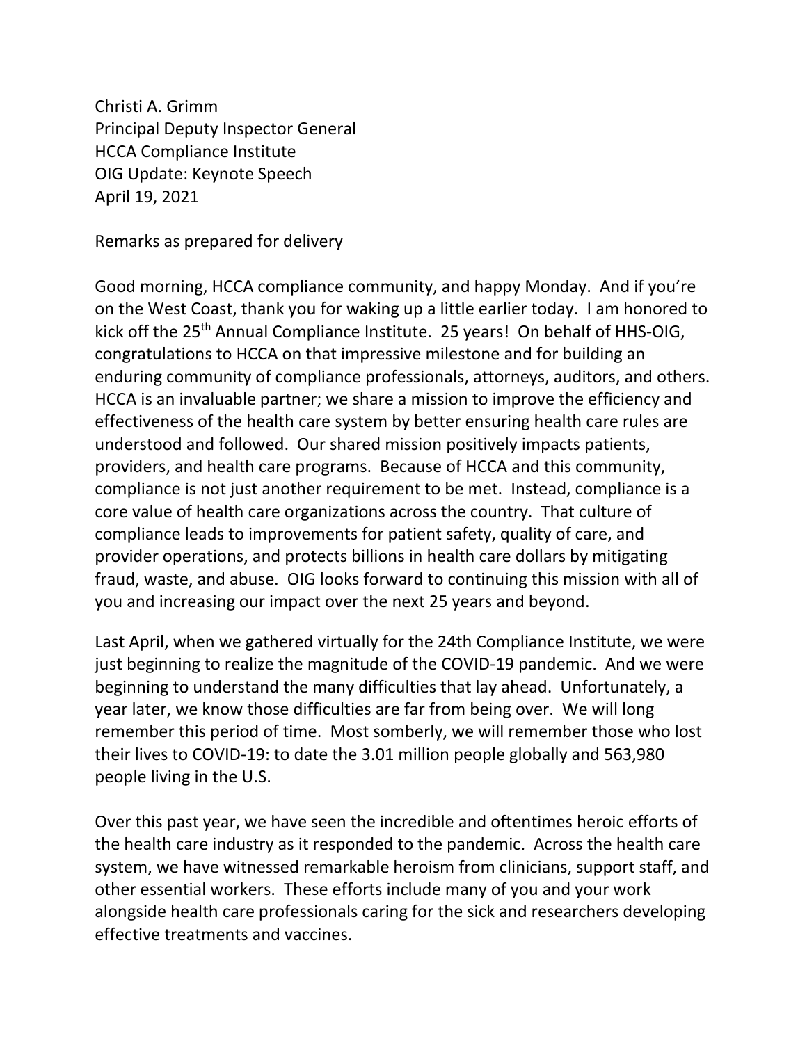Christi A. Grimm
Principal Deputy Inspector General
HCCA Compliance Institute
OIG Update: Keynote Speech
April 19, 2021

Remarks as prepared for delivery

Good morning, HCCA compliance community, and happy Monday. And if you're on the West Coast, thank you for waking up a little earlier today. I am honored to kick off the 25th Annual Compliance Institute. 25 years! On behalf of HHS-OIG, congratulations to HCCA on that impressive milestone and for building an enduring community of compliance professionals, attorneys, auditors, and others. HCCA is an invaluable partner; we share a mission to improve the efficiency and effectiveness of the health care system by better ensuring health care rules are understood and followed. Our shared mission positively impacts patients, providers, and health care programs. Because of HCCA and this community, compliance is not just another requirement to be met. Instead, compliance is a core value of health care organizations across the country. That culture of compliance leads to improvements for patient safety, quality of care, and provider operations, and protects billions in health care dollars by mitigating fraud, waste, and abuse. OIG looks forward to continuing this mission with all of you and increasing our impact over the next 25 years and beyond.

Last April, when we gathered virtually for the 24th Compliance Institute, we were just beginning to realize the magnitude of the COVID-19 pandemic. And we were beginning to understand the many difficulties that lay ahead. Unfortunately, a year later, we know those difficulties are far from being over. We will long remember this period of time. Most somberly, we will remember those who lost their lives to COVID-19: to date the 3.01 million people globally and 563,980 people living in the U.S.

Over this past year, we have seen the incredible and oftentimes heroic efforts of the health care industry as it responded to the pandemic. Across the health care system, we have witnessed remarkable heroism from clinicians, support staff, and other essential workers. These efforts include many of you and your work alongside health care professionals caring for the sick and researchers developing effective treatments and vaccines.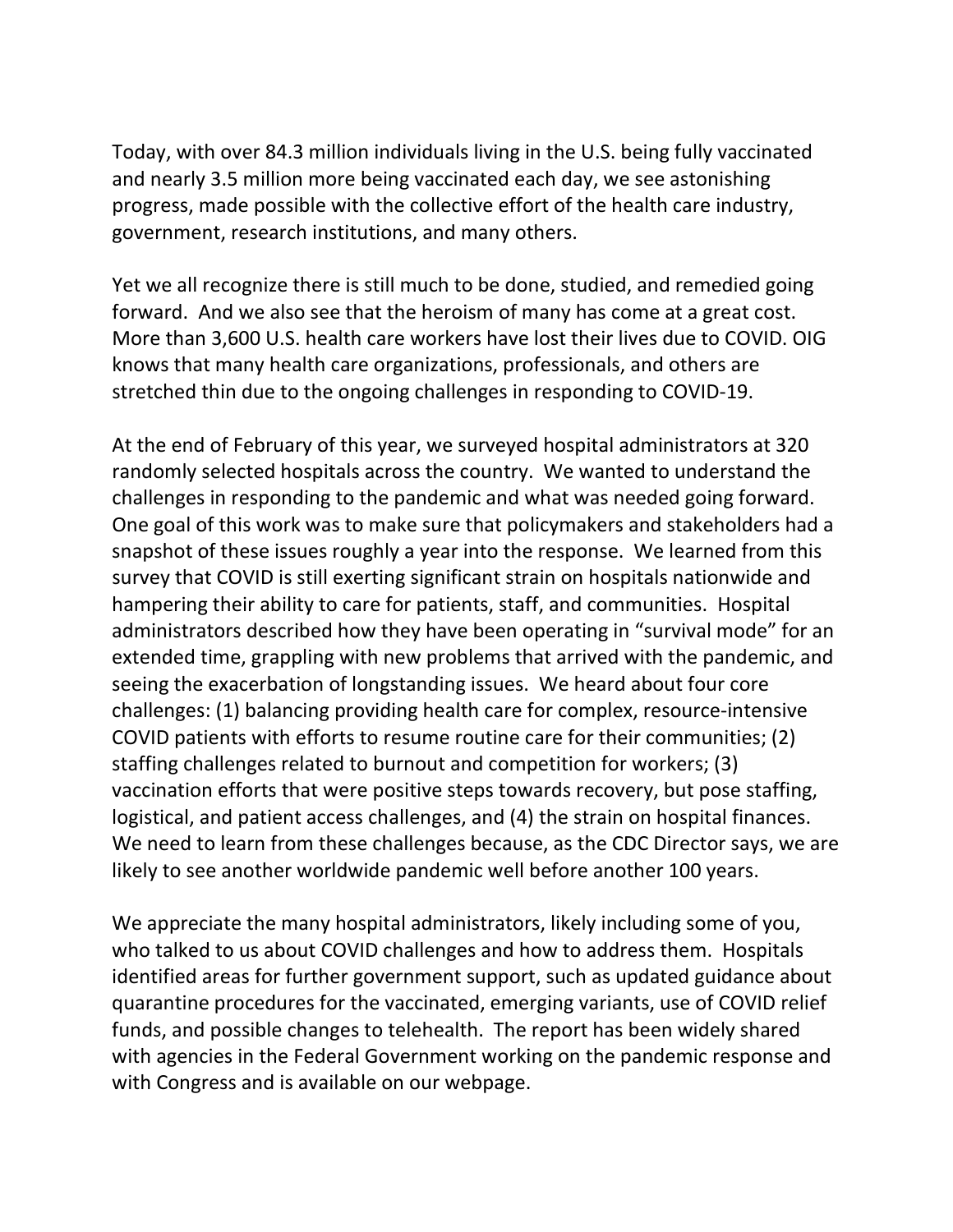Today, with over 84.3 million individuals living in the U.S. being fully vaccinated and nearly 3.5 million more being vaccinated each day, we see astonishing progress, made possible with the collective effort of the health care industry, government, research institutions, and many others.

Yet we all recognize there is still much to be done, studied, and remedied going forward. And we also see that the heroism of many has come at a great cost. More than 3,600 U.S. health care workers have lost their lives due to COVID. OIG knows that many health care organizations, professionals, and others are stretched thin due to the ongoing challenges in responding to COVID-19.

At the end of February of this year, we surveyed hospital administrators at 320 randomly selected hospitals across the country. We wanted to understand the challenges in responding to the pandemic and what was needed going forward. One goal of this work was to make sure that policymakers and stakeholders had a snapshot of these issues roughly a year into the response. We learned from this survey that COVID is still exerting significant strain on hospitals nationwide and hampering their ability to care for patients, staff, and communities. Hospital administrators described how they have been operating in "survival mode" for an extended time, grappling with new problems that arrived with the pandemic, and seeing the exacerbation of longstanding issues. We heard about four core challenges: (1) balancing providing health care for complex, resource-intensive COVID patients with efforts to resume routine care for their communities; (2) staffing challenges related to burnout and competition for workers; (3) vaccination efforts that were positive steps towards recovery, but pose staffing, logistical, and patient access challenges, and (4) the strain on hospital finances. We need to learn from these challenges because, as the CDC Director says, we are likely to see another worldwide pandemic well before another 100 years.

We appreciate the many hospital administrators, likely including some of you, who talked to us about COVID challenges and how to address them. Hospitals identified areas for further government support, such as updated guidance about quarantine procedures for the vaccinated, emerging variants, use of COVID relief funds, and possible changes to telehealth. The report has been widely shared with agencies in the Federal Government working on the pandemic response and with Congress and is available on our webpage.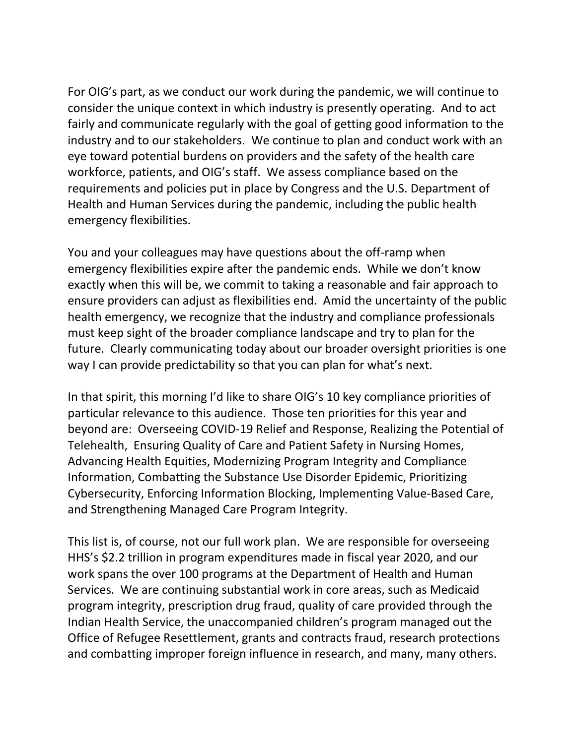For OIG's part, as we conduct our work during the pandemic, we will continue to consider the unique context in which industry is presently operating. And to act fairly and communicate regularly with the goal of getting good information to the industry and to our stakeholders. We continue to plan and conduct work with an eye toward potential burdens on providers and the safety of the health care workforce, patients, and OIG's staff. We assess compliance based on the requirements and policies put in place by Congress and the U.S. Department of Health and Human Services during the pandemic, including the public health emergency flexibilities.

You and your colleagues may have questions about the off-ramp when emergency flexibilities expire after the pandemic ends. While we don't know exactly when this will be, we commit to taking a reasonable and fair approach to ensure providers can adjust as flexibilities end. Amid the uncertainty of the public health emergency, we recognize that the industry and compliance professionals must keep sight of the broader compliance landscape and try to plan for the future. Clearly communicating today about our broader oversight priorities is one way I can provide predictability so that you can plan for what's next.

In that spirit, this morning I'd like to share OIG's 10 key compliance priorities of particular relevance to this audience. Those ten priorities for this year and beyond are: Overseeing COVID-19 Relief and Response, Realizing the Potential of Telehealth, Ensuring Quality of Care and Patient Safety in Nursing Homes, Advancing Health Equities, Modernizing Program Integrity and Compliance Information, Combatting the Substance Use Disorder Epidemic, Prioritizing Cybersecurity, Enforcing Information Blocking, Implementing Value-Based Care, and Strengthening Managed Care Program Integrity.

This list is, of course, not our full work plan. We are responsible for overseeing HHS's $2.2 trillion in program expenditures made in fiscal year 2020, and our work spans the over 100 programs at the Department of Health and Human Services. We are continuing substantial work in core areas, such as Medicaid program integrity, prescription drug fraud, quality of care provided through the Indian Health Service, the unaccompanied children's program managed out the Office of Refugee Resettlement, grants and contracts fraud, research protections and combatting improper foreign influence in research, and many, many others.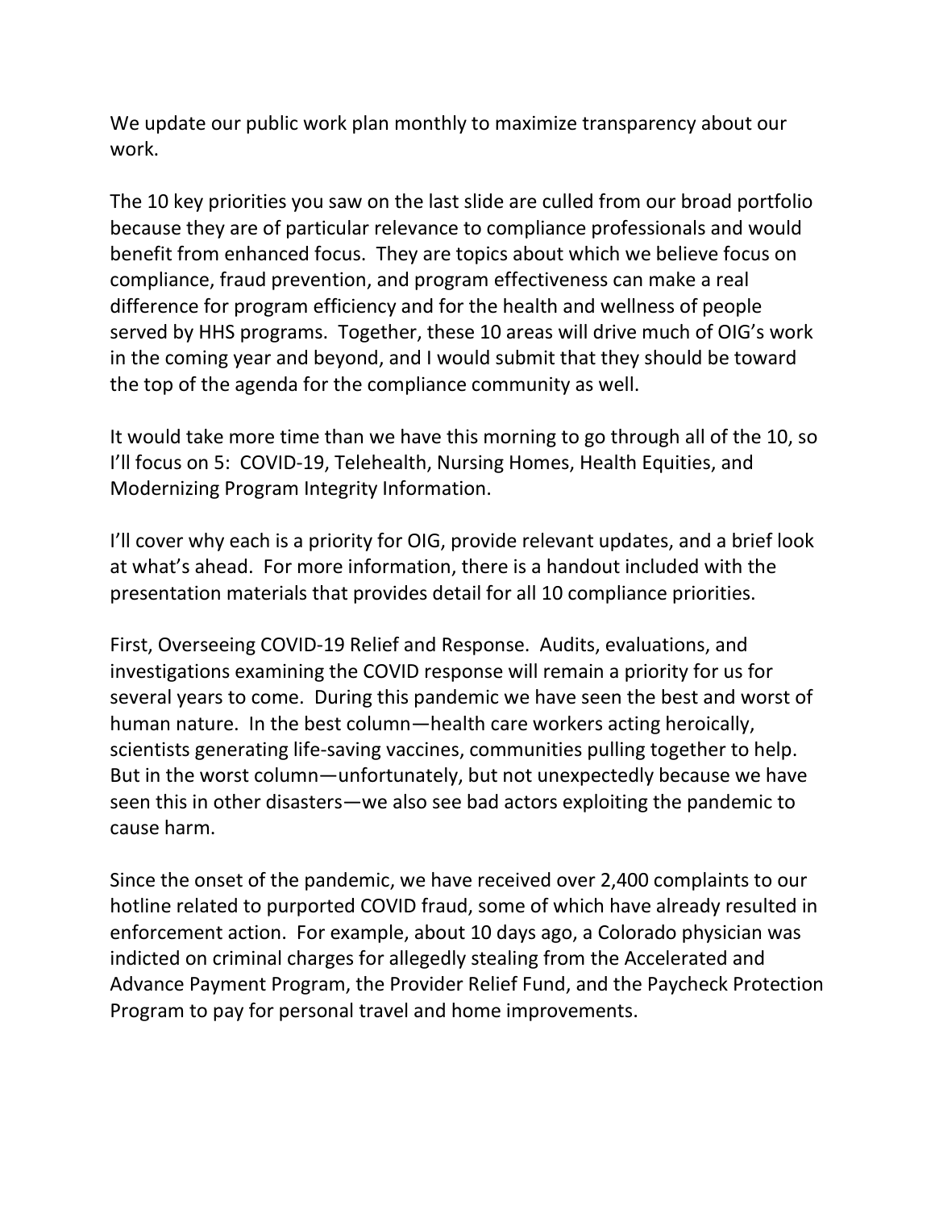We update our public work plan monthly to maximize transparency about our work.

The 10 key priorities you saw on the last slide are culled from our broad portfolio because they are of particular relevance to compliance professionals and would benefit from enhanced focus. They are topics about which we believe focus on compliance, fraud prevention, and program effectiveness can make a real difference for program efficiency and for the health and wellness of people served by HHS programs. Together, these 10 areas will drive much of OIG's work in the coming year and beyond, and I would submit that they should be toward the top of the agenda for the compliance community as well.

It would take more time than we have this morning to go through all of the 10, so I'll focus on 5: COVID-19, Telehealth, Nursing Homes, Health Equities, and Modernizing Program Integrity Information.

I'll cover why each is a priority for OIG, provide relevant updates, and a brief look at what's ahead. For more information, there is a handout included with the presentation materials that provides detail for all 10 compliance priorities.

First, Overseeing COVID-19 Relief and Response. Audits, evaluations, and investigations examining the COVID response will remain a priority for us for several years to come. During this pandemic we have seen the best and worst of human nature. In the best column—health care workers acting heroically, scientists generating life-saving vaccines, communities pulling together to help. But in the worst column—unfortunately, but not unexpectedly because we have seen this in other disasters—we also see bad actors exploiting the pandemic to cause harm.

Since the onset of the pandemic, we have received over 2,400 complaints to our hotline related to purported COVID fraud, some of which have already resulted in enforcement action. For example, about 10 days ago, a Colorado physician was indicted on criminal charges for allegedly stealing from the Accelerated and Advance Payment Program, the Provider Relief Fund, and the Paycheck Protection Program to pay for personal travel and home improvements.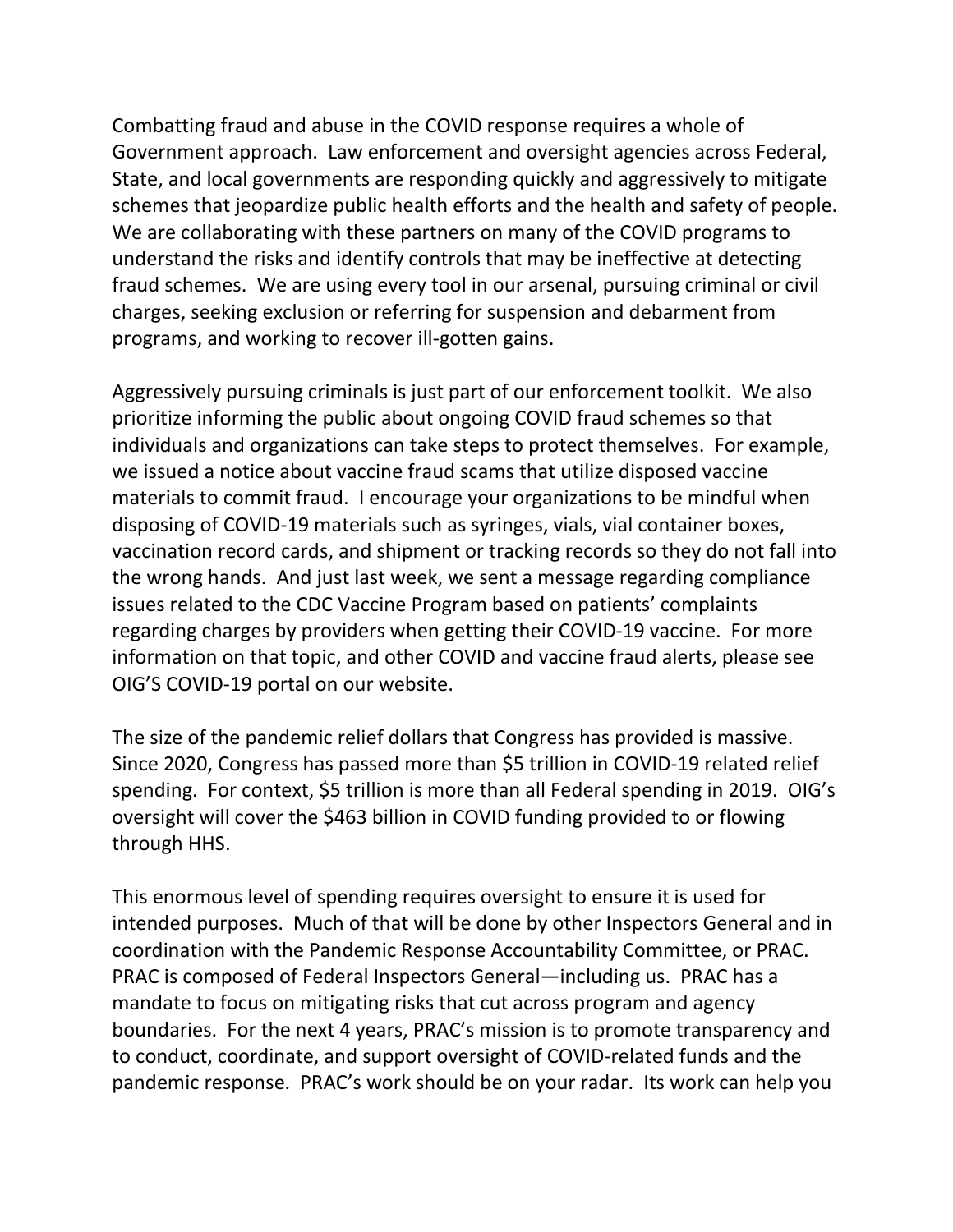Combatting fraud and abuse in the COVID response requires a whole of Government approach. Law enforcement and oversight agencies across Federal, State, and local governments are responding quickly and aggressively to mitigate schemes that jeopardize public health efforts and the health and safety of people. We are collaborating with these partners on many of the COVID programs to understand the risks and identify controls that may be ineffective at detecting fraud schemes. We are using every tool in our arsenal, pursuing criminal or civil charges, seeking exclusion or referring for suspension and debarment from programs, and working to recover ill-gotten gains.

Aggressively pursuing criminals is just part of our enforcement toolkit. We also prioritize informing the public about ongoing COVID fraud schemes so that individuals and organizations can take steps to protect themselves. For example, we issued a notice about vaccine fraud scams that utilize disposed vaccine materials to commit fraud. I encourage your organizations to be mindful when disposing of COVID-19 materials such as syringes, vials, vial container boxes, vaccination record cards, and shipment or tracking records so they do not fall into the wrong hands. And just last week, we sent a message regarding compliance issues related to the CDC Vaccine Program based on patients' complaints regarding charges by providers when getting their COVID-19 vaccine. For more information on that topic, and other COVID and vaccine fraud alerts, please see OIG'S COVID-19 portal on our website.

The size of the pandemic relief dollars that Congress has provided is massive. Since 2020, Congress has passed more than $5 trillion in COVID-19 related relief spending. For context, $5 trillion is more than all Federal spending in 2019. OIG's oversight will cover the $463 billion in COVID funding provided to or flowing through HHS.

This enormous level of spending requires oversight to ensure it is used for intended purposes. Much of that will be done by other Inspectors General and in coordination with the Pandemic Response Accountability Committee, or PRAC. PRAC is composed of Federal Inspectors General—including us. PRAC has a mandate to focus on mitigating risks that cut across program and agency boundaries. For the next 4 years, PRAC's mission is to promote transparency and to conduct, coordinate, and support oversight of COVID-related funds and the pandemic response. PRAC's work should be on your radar. Its work can help you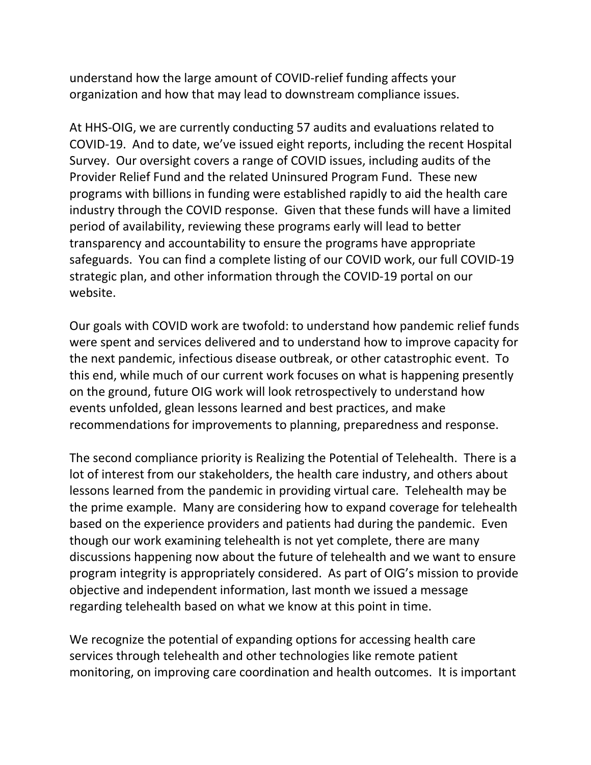understand how the large amount of COVID-relief funding affects your organization and how that may lead to downstream compliance issues.

At HHS-OIG, we are currently conducting 57 audits and evaluations related to COVID-19. And to date, we've issued eight reports, including the recent Hospital Survey. Our oversight covers a range of COVID issues, including audits of the Provider Relief Fund and the related Uninsured Program Fund. These new programs with billions in funding were established rapidly to aid the health care industry through the COVID response. Given that these funds will have a limited period of availability, reviewing these programs early will lead to better transparency and accountability to ensure the programs have appropriate safeguards. You can find a complete listing of our COVID work, our full COVID-19 strategic plan, and other information through the COVID-19 portal on our website.

Our goals with COVID work are twofold: to understand how pandemic relief funds were spent and services delivered and to understand how to improve capacity for the next pandemic, infectious disease outbreak, or other catastrophic event. To this end, while much of our current work focuses on what is happening presently on the ground, future OIG work will look retrospectively to understand how events unfolded, glean lessons learned and best practices, and make recommendations for improvements to planning, preparedness and response.

The second compliance priority is Realizing the Potential of Telehealth. There is a lot of interest from our stakeholders, the health care industry, and others about lessons learned from the pandemic in providing virtual care. Telehealth may be the prime example. Many are considering how to expand coverage for telehealth based on the experience providers and patients had during the pandemic. Even though our work examining telehealth is not yet complete, there are many discussions happening now about the future of telehealth and we want to ensure program integrity is appropriately considered. As part of OIG's mission to provide objective and independent information, last month we issued a message regarding telehealth based on what we know at this point in time.

We recognize the potential of expanding options for accessing health care services through telehealth and other technologies like remote patient monitoring, on improving care coordination and health outcomes. It is important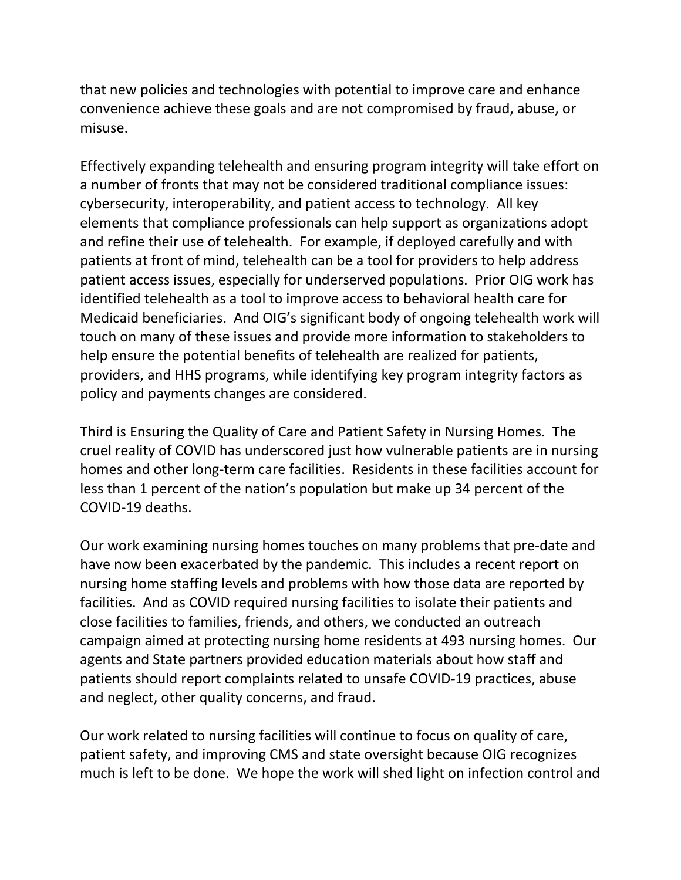that new policies and technologies with potential to improve care and enhance convenience achieve these goals and are not compromised by fraud, abuse, or misuse.

Effectively expanding telehealth and ensuring program integrity will take effort on a number of fronts that may not be considered traditional compliance issues: cybersecurity, interoperability, and patient access to technology. All key elements that compliance professionals can help support as organizations adopt and refine their use of telehealth. For example, if deployed carefully and with patients at front of mind, telehealth can be a tool for providers to help address patient access issues, especially for underserved populations. Prior OIG work has identified telehealth as a tool to improve access to behavioral health care for Medicaid beneficiaries. And OIG's significant body of ongoing telehealth work will touch on many of these issues and provide more information to stakeholders to help ensure the potential benefits of telehealth are realized for patients, providers, and HHS programs, while identifying key program integrity factors as policy and payments changes are considered.

Third is Ensuring the Quality of Care and Patient Safety in Nursing Homes. The cruel reality of COVID has underscored just how vulnerable patients are in nursing homes and other long-term care facilities. Residents in these facilities account for less than 1 percent of the nation's population but make up 34 percent of the COVID-19 deaths.

Our work examining nursing homes touches on many problems that pre-date and have now been exacerbated by the pandemic. This includes a recent report on nursing home staffing levels and problems with how those data are reported by facilities. And as COVID required nursing facilities to isolate their patients and close facilities to families, friends, and others, we conducted an outreach campaign aimed at protecting nursing home residents at 493 nursing homes. Our agents and State partners provided education materials about how staff and patients should report complaints related to unsafe COVID-19 practices, abuse and neglect, other quality concerns, and fraud.

Our work related to nursing facilities will continue to focus on quality of care, patient safety, and improving CMS and state oversight because OIG recognizes much is left to be done. We hope the work will shed light on infection control and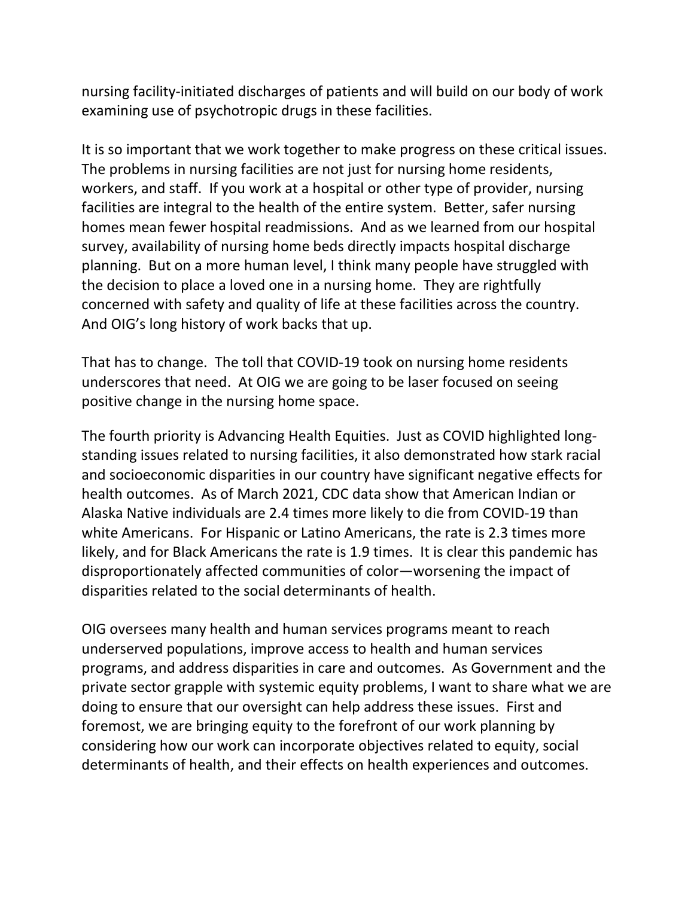nursing facility-initiated discharges of patients and will build on our body of work examining use of psychotropic drugs in these facilities.

It is so important that we work together to make progress on these critical issues. The problems in nursing facilities are not just for nursing home residents, workers, and staff. If you work at a hospital or other type of provider, nursing facilities are integral to the health of the entire system. Better, safer nursing homes mean fewer hospital readmissions. And as we learned from our hospital survey, availability of nursing home beds directly impacts hospital discharge planning. But on a more human level, I think many people have struggled with the decision to place a loved one in a nursing home. They are rightfully concerned with safety and quality of life at these facilities across the country. And OIG's long history of work backs that up.

That has to change. The toll that COVID-19 took on nursing home residents underscores that need. At OIG we are going to be laser focused on seeing positive change in the nursing home space.

The fourth priority is Advancing Health Equities. Just as COVID highlighted long-standing issues related to nursing facilities, it also demonstrated how stark racial and socioeconomic disparities in our country have significant negative effects for health outcomes. As of March 2021, CDC data show that American Indian or Alaska Native individuals are 2.4 times more likely to die from COVID-19 than white Americans. For Hispanic or Latino Americans, the rate is 2.3 times more likely, and for Black Americans the rate is 1.9 times. It is clear this pandemic has disproportionately affected communities of color—worsening the impact of disparities related to the social determinants of health.

OIG oversees many health and human services programs meant to reach underserved populations, improve access to health and human services programs, and address disparities in care and outcomes. As Government and the private sector grapple with systemic equity problems, I want to share what we are doing to ensure that our oversight can help address these issues. First and foremost, we are bringing equity to the forefront of our work planning by considering how our work can incorporate objectives related to equity, social determinants of health, and their effects on health experiences and outcomes.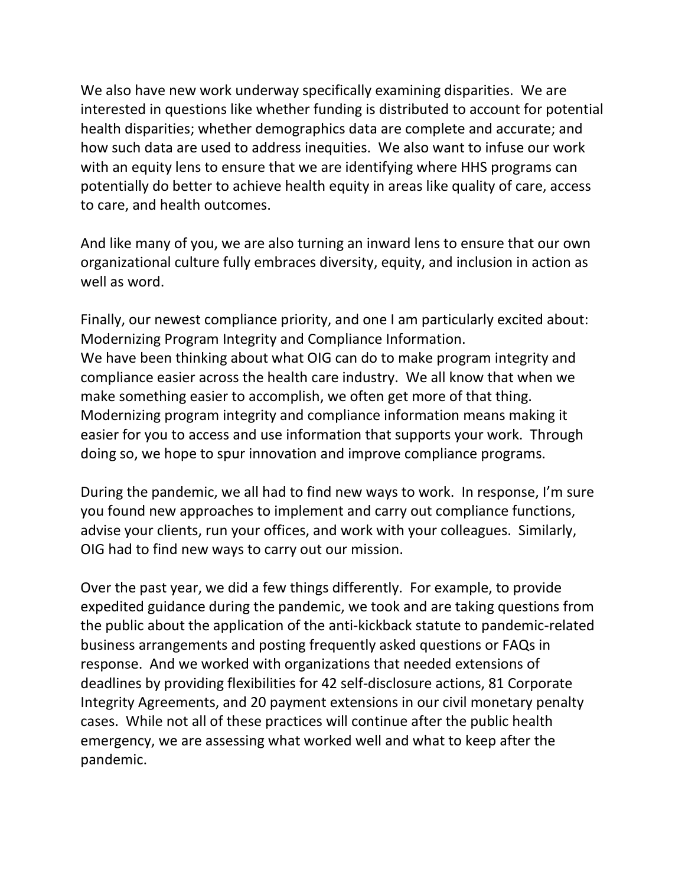We also have new work underway specifically examining disparities. We are interested in questions like whether funding is distributed to account for potential health disparities; whether demographics data are complete and accurate; and how such data are used to address inequities. We also want to infuse our work with an equity lens to ensure that we are identifying where HHS programs can potentially do better to achieve health equity in areas like quality of care, access to care, and health outcomes.

And like many of you, we are also turning an inward lens to ensure that our own organizational culture fully embraces diversity, equity, and inclusion in action as well as word.

Finally, our newest compliance priority, and one I am particularly excited about: Modernizing Program Integrity and Compliance Information.
We have been thinking about what OIG can do to make program integrity and compliance easier across the health care industry. We all know that when we make something easier to accomplish, we often get more of that thing. Modernizing program integrity and compliance information means making it easier for you to access and use information that supports your work. Through doing so, we hope to spur innovation and improve compliance programs.

During the pandemic, we all had to find new ways to work. In response, I'm sure you found new approaches to implement and carry out compliance functions, advise your clients, run your offices, and work with your colleagues. Similarly, OIG had to find new ways to carry out our mission.

Over the past year, we did a few things differently. For example, to provide expedited guidance during the pandemic, we took and are taking questions from the public about the application of the anti-kickback statute to pandemic-related business arrangements and posting frequently asked questions or FAQs in response. And we worked with organizations that needed extensions of deadlines by providing flexibilities for 42 self-disclosure actions, 81 Corporate Integrity Agreements, and 20 payment extensions in our civil monetary penalty cases. While not all of these practices will continue after the public health emergency, we are assessing what worked well and what to keep after the pandemic.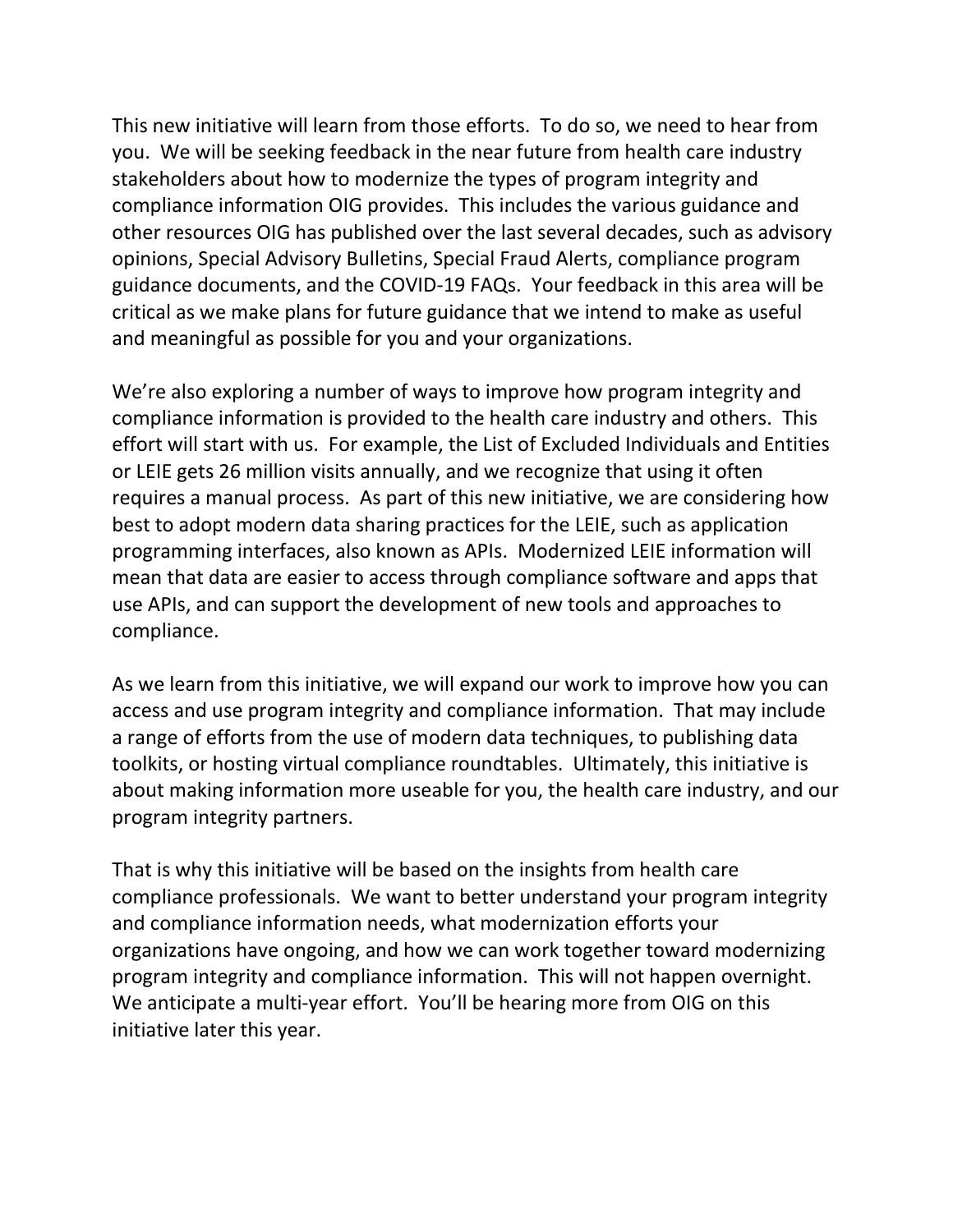This new initiative will learn from those efforts. To do so, we need to hear from you. We will be seeking feedback in the near future from health care industry stakeholders about how to modernize the types of program integrity and compliance information OIG provides. This includes the various guidance and other resources OIG has published over the last several decades, such as advisory opinions, Special Advisory Bulletins, Special Fraud Alerts, compliance program guidance documents, and the COVID-19 FAQs. Your feedback in this area will be critical as we make plans for future guidance that we intend to make as useful and meaningful as possible for you and your organizations.

We're also exploring a number of ways to improve how program integrity and compliance information is provided to the health care industry and others. This effort will start with us. For example, the List of Excluded Individuals and Entities or LEIE gets 26 million visits annually, and we recognize that using it often requires a manual process. As part of this new initiative, we are considering how best to adopt modern data sharing practices for the LEIE, such as application programming interfaces, also known as APIs. Modernized LEIE information will mean that data are easier to access through compliance software and apps that use APIs, and can support the development of new tools and approaches to compliance.

As we learn from this initiative, we will expand our work to improve how you can access and use program integrity and compliance information. That may include a range of efforts from the use of modern data techniques, to publishing data toolkits, or hosting virtual compliance roundtables. Ultimately, this initiative is about making information more useable for you, the health care industry, and our program integrity partners.

That is why this initiative will be based on the insights from health care compliance professionals. We want to better understand your program integrity and compliance information needs, what modernization efforts your organizations have ongoing, and how we can work together toward modernizing program integrity and compliance information. This will not happen overnight. We anticipate a multi-year effort. You'll be hearing more from OIG on this initiative later this year.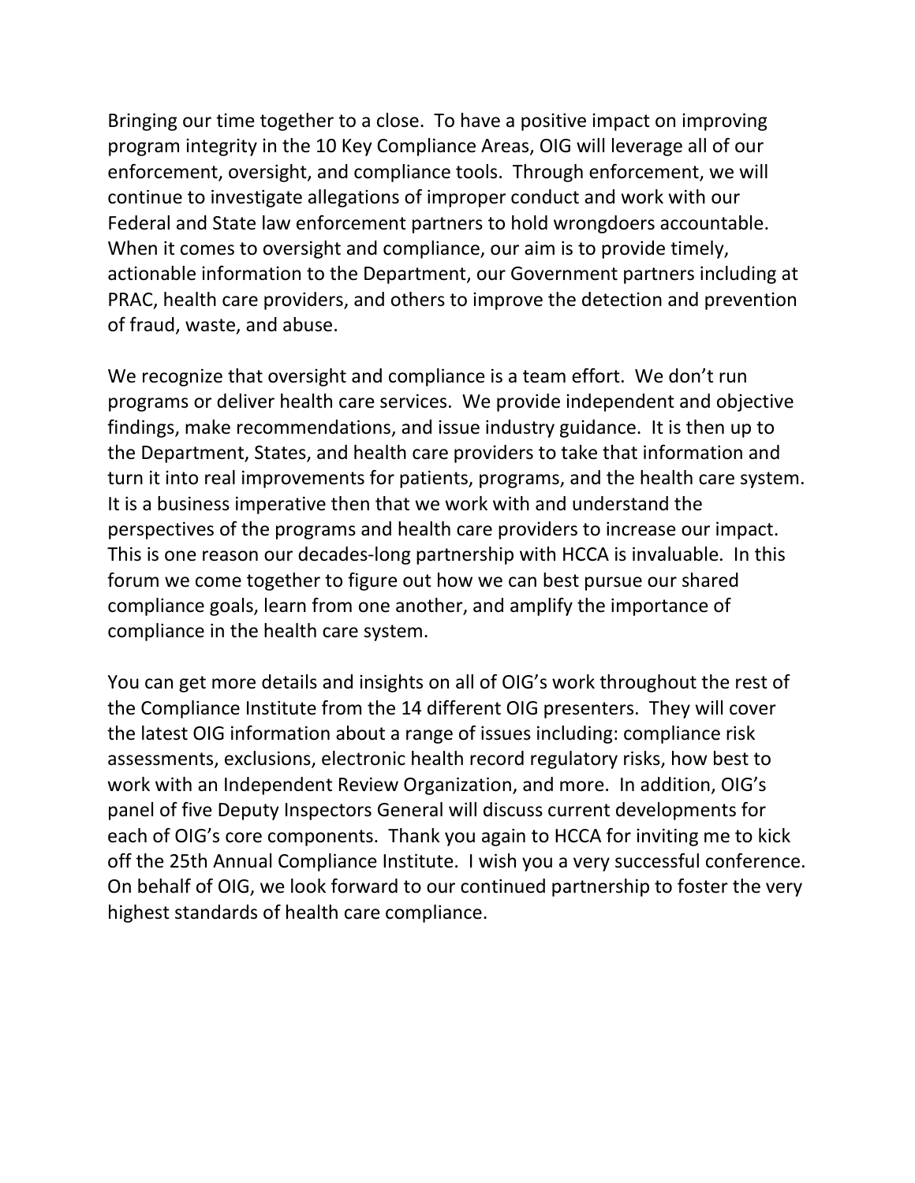Bringing our time together to a close. To have a positive impact on improving program integrity in the 10 Key Compliance Areas, OIG will leverage all of our enforcement, oversight, and compliance tools. Through enforcement, we will continue to investigate allegations of improper conduct and work with our Federal and State law enforcement partners to hold wrongdoers accountable. When it comes to oversight and compliance, our aim is to provide timely, actionable information to the Department, our Government partners including at PRAC, health care providers, and others to improve the detection and prevention of fraud, waste, and abuse.

We recognize that oversight and compliance is a team effort. We don't run programs or deliver health care services. We provide independent and objective findings, make recommendations, and issue industry guidance. It is then up to the Department, States, and health care providers to take that information and turn it into real improvements for patients, programs, and the health care system. It is a business imperative then that we work with and understand the perspectives of the programs and health care providers to increase our impact. This is one reason our decades-long partnership with HCCA is invaluable. In this forum we come together to figure out how we can best pursue our shared compliance goals, learn from one another, and amplify the importance of compliance in the health care system.

You can get more details and insights on all of OIG's work throughout the rest of the Compliance Institute from the 14 different OIG presenters. They will cover the latest OIG information about a range of issues including: compliance risk assessments, exclusions, electronic health record regulatory risks, how best to work with an Independent Review Organization, and more. In addition, OIG's panel of five Deputy Inspectors General will discuss current developments for each of OIG's core components. Thank you again to HCCA for inviting me to kick off the 25th Annual Compliance Institute. I wish you a very successful conference. On behalf of OIG, we look forward to our continued partnership to foster the very highest standards of health care compliance.